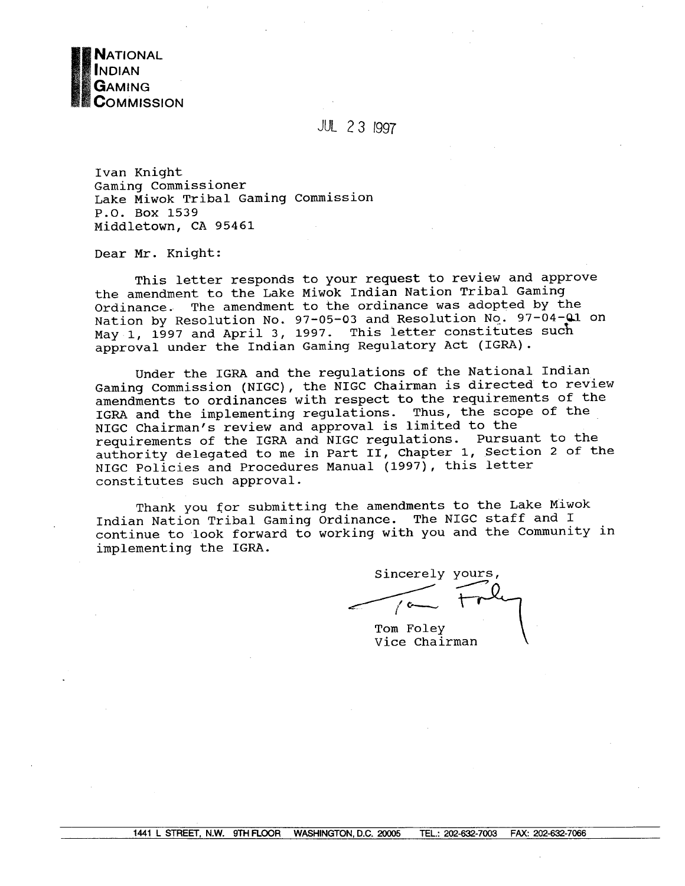**NATIONAL INDIAN GAMING COMMISSION**

JUL 23 1997

Ivan Knight
Gaming Commissioner
Lake Miwok Tribal Gaming Commission
P.O. Box 1539
Middletown, CA 95461

Dear Mr. Knight:

This letter responds to your request to review and approve the amendment to the Lake Miwok Indian Nation Tribal Gaming Ordinance. The amendment to the ordinance was adopted by the Nation by Resolution No. 97-05-03 and Resolution No. 97-04-01 on May 1, 1997 and April 3, 1997. This letter constitutes such approval under the Indian Gaming Regulatory Act (IGRA).

Under the IGRA and the regulations of the National Indian Gaming Commission (NIGC), the NIGC Chairman is directed to review amendments to ordinances with respect to the requirements of the IGRA and the implementing regulations. Thus, the scope of the NIGC Chairman's review and approval is limited to the requirements of the IGRA and NIGC regulations. Pursuant to the authority delegated to me in Part II, Chapter 1, Section 2 of the NIGC Policies and Procedures Manual (1997), this letter constitutes such approval.

Thank you for submitting the amendments to the Lake Miwok Indian Nation Tribal Gaming Ordinance. The NIGC staff and I continue to look forward to working with you and the Community in implementing the IGRA.

Sincerely yours,

Tom Foley
Vice Chairman

1441 L STREET, N.W. 9TH FLOOR WASHINGTON, D.C. 20005 TEL.: 202-632-7003 FAX: 202-632-7066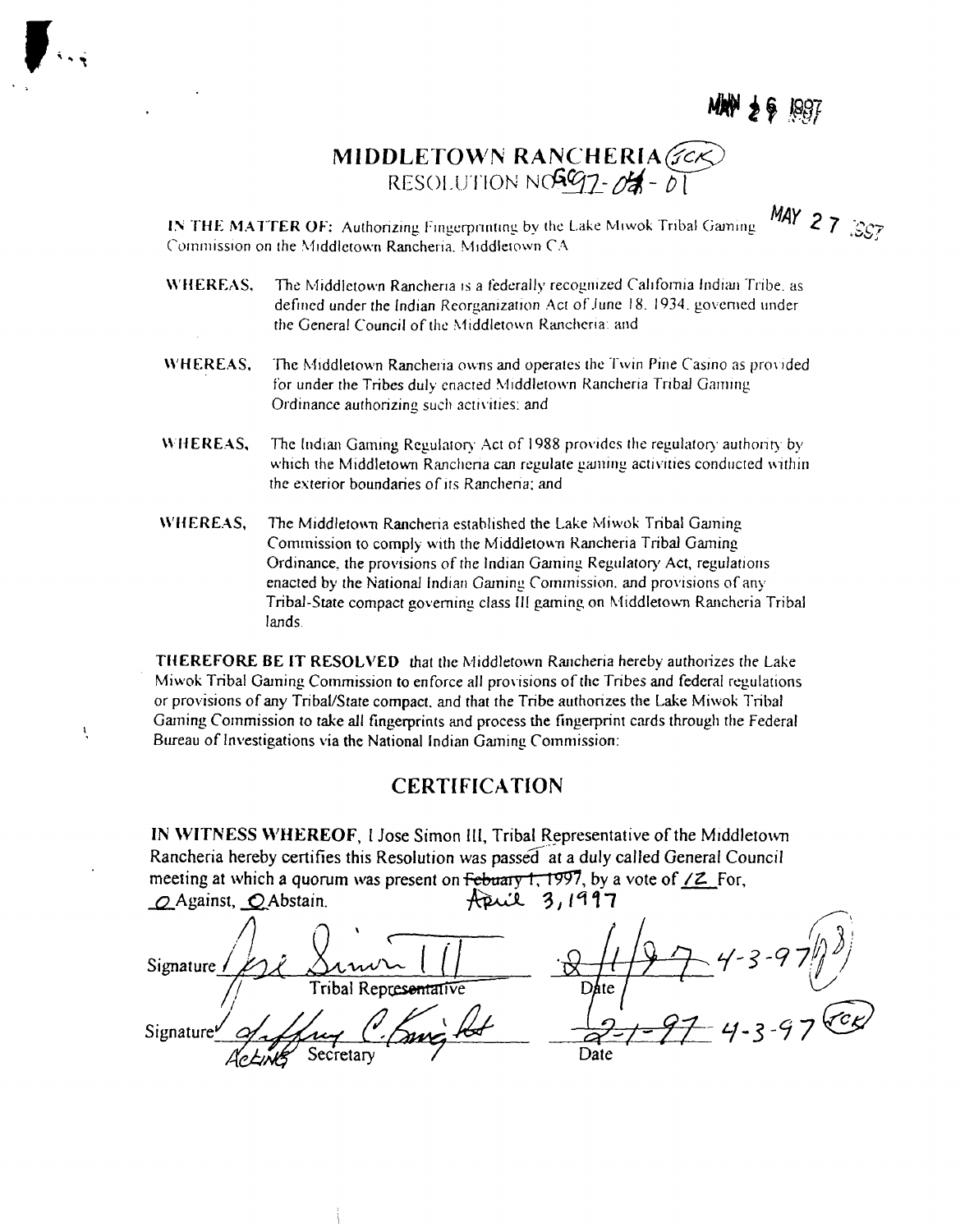MAY 2 9 1997

# MIDDLETOWN RANCHERIA (JCK)

RESOLUTION NO. GC97-04-01

MAY 2 7 1997

**IN THE MATTER OF:** Authorizing Fingerprinting by the Lake Miwok Tribal Gaming Commission on the Middletown Rancheria, Middletown CA

**WHEREAS,** The Middletown Rancheria is a federally recognized California Indian Tribe, as defined under the Indian Reorganization Act of June 18, 1934, governed under the General Council of the Middletown Rancheria; and

**WHEREAS,** The Middletown Rancheria owns and operates the Twin Pine Casino as provided for under the Tribes duly enacted Middletown Rancheria Tribal Gaming Ordinance authorizing such activities; and

**WHEREAS,** The Indian Gaming Regulatory Act of 1988 provides the regulatory authority by which the Middletown Rancheria can regulate gaming activities conducted within the exterior boundaries of its Rancheria; and

**WHEREAS,** The Middletown Rancheria established the Lake Miwok Tribal Gaming Commission to comply with the Middletown Rancheria Tribal Gaming Ordinance, the provisions of the Indian Gaming Regulatory Act, regulations enacted by the National Indian Gaming Commission, and provisions of any Tribal-State compact governing class III gaming on Middletown Rancheria Tribal lands.

**THEREFORE BE IT RESOLVED** that the Middletown Rancheria hereby authorizes the Lake Miwok Tribal Gaming Commission to enforce all provisions of the Tribes and federal regulations or provisions of any Tribal/State compact, and that the Tribe authorizes the Lake Miwok Tribal Gaming Commission to take all fingerprints and process the fingerprint cards through the Federal Bureau of Investigations via the National Indian Gaming Commission:

## CERTIFICATION

**IN WITNESS WHEREOF,** I Jose Simon III, Tribal Representative of the Middletown Rancheria hereby certifies this Resolution was passed at a duly called General Council meeting at which a quorum was present on ~~Febuary 1, 1997~~ April 3, 1997, by a vote of 12 For, 0 Against, 0 Abstain.

Signature: Jose Simon III — Tribal Representative — Date: ~~2/1/97~~ 4-3-97

Signature: Jeffrey C. Knight — Acting Secretary — Date: ~~2-1-97~~ 4-3-97 (JCK)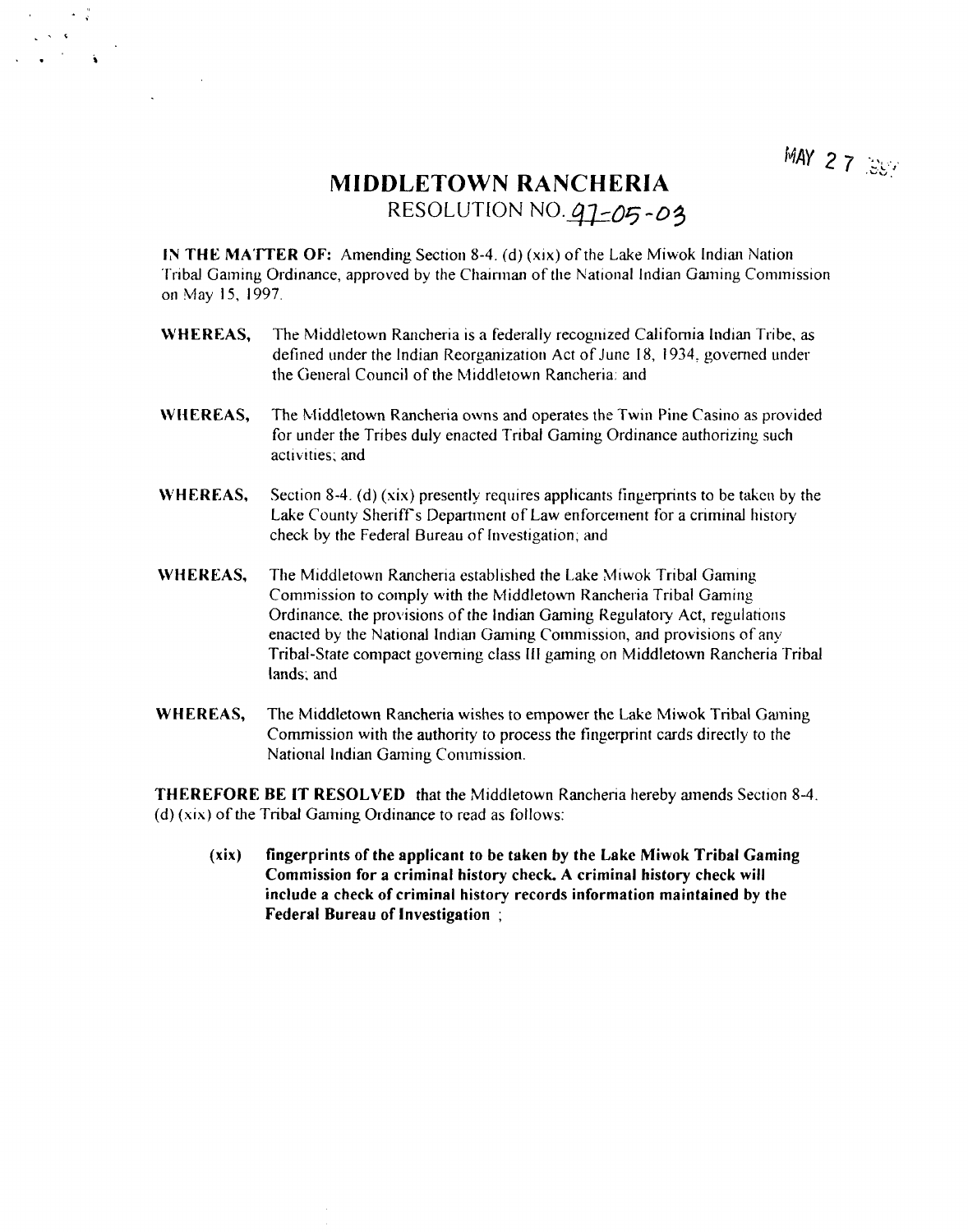MAY 2 7 '97

# MIDDLETOWN RANCHERIA

## RESOLUTION NO. 97-05-03

**IN THE MATTER OF:** Amending Section 8-4. (d) (xix) of the Lake Miwok Indian Nation Tribal Gaming Ordinance, approved by the Chairman of the National Indian Gaming Commission on May 15, 1997.

**WHEREAS,** The Middletown Rancheria is a federally recognized California Indian Tribe, as defined under the Indian Reorganization Act of June 18, 1934, governed under the General Council of the Middletown Rancheria; and

**WHEREAS,** The Middletown Rancheria owns and operates the Twin Pine Casino as provided for under the Tribes duly enacted Tribal Gaming Ordinance authorizing such activities; and

**WHEREAS,** Section 8-4. (d) (xix) presently requires applicants fingerprints to be taken by the Lake County Sheriff's Department of Law enforcement for a criminal history check by the Federal Bureau of Investigation; and

**WHEREAS,** The Middletown Rancheria established the Lake Miwok Tribal Gaming Commission to comply with the Middletown Rancheria Tribal Gaming Ordinance, the provisions of the Indian Gaming Regulatory Act, regulations enacted by the National Indian Gaming Commission, and provisions of any Tribal-State compact governing class III gaming on Middletown Rancheria Tribal lands; and

**WHEREAS,** The Middletown Rancheria wishes to empower the Lake Miwok Tribal Gaming Commission with the authority to process the fingerprint cards directly to the National Indian Gaming Commission.

**THEREFORE BE IT RESOLVED** that the Middletown Rancheria hereby amends Section 8-4. (d) (xix) of the Tribal Gaming Ordinance to read as follows:

> **(xix) fingerprints of the applicant to be taken by the Lake Miwok Tribal Gaming Commission for a criminal history check. A criminal history check will include a check of criminal history records information maintained by the Federal Bureau of Investigation ;**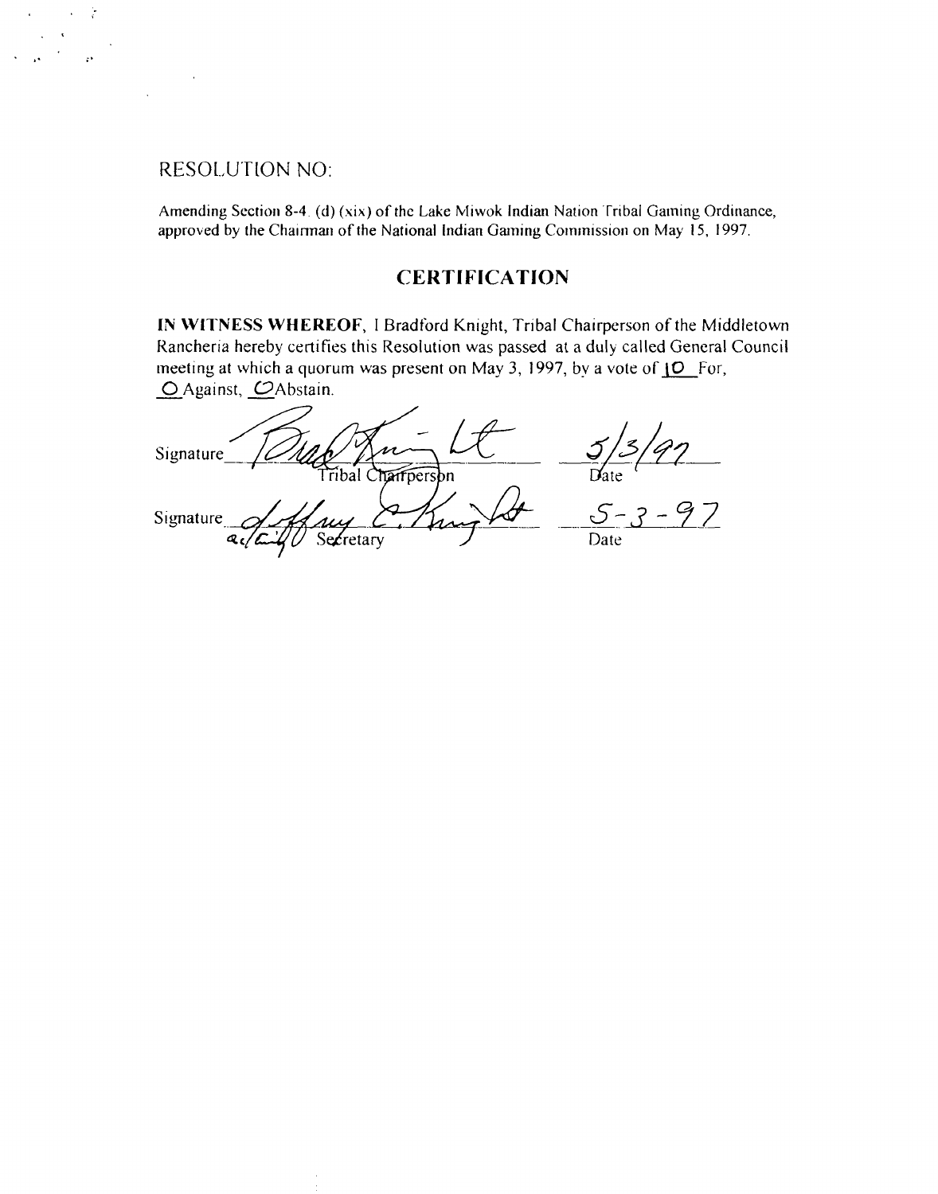RESOLUTION NO:

Amending Section 8-4. (d) (xix) of the Lake Miwok Indian Nation Tribal Gaming Ordinance, approved by the Chairman of the National Indian Gaming Commission on May 15, 1997.

## CERTIFICATION

**IN WITNESS WHEREOF**, I Bradford Knight, Tribal Chairperson of the Middletown Rancheria hereby certifies this Resolution was passed at a duly called General Council meeting at which a quorum was present on May 3, 1997, by a vote of 10 For, 0 Against, 0 Abstain.

Signature ____________________ 5/3/97
Tribal Chairperson Date

Signature ____________________ 5-3-97
Secretary Date